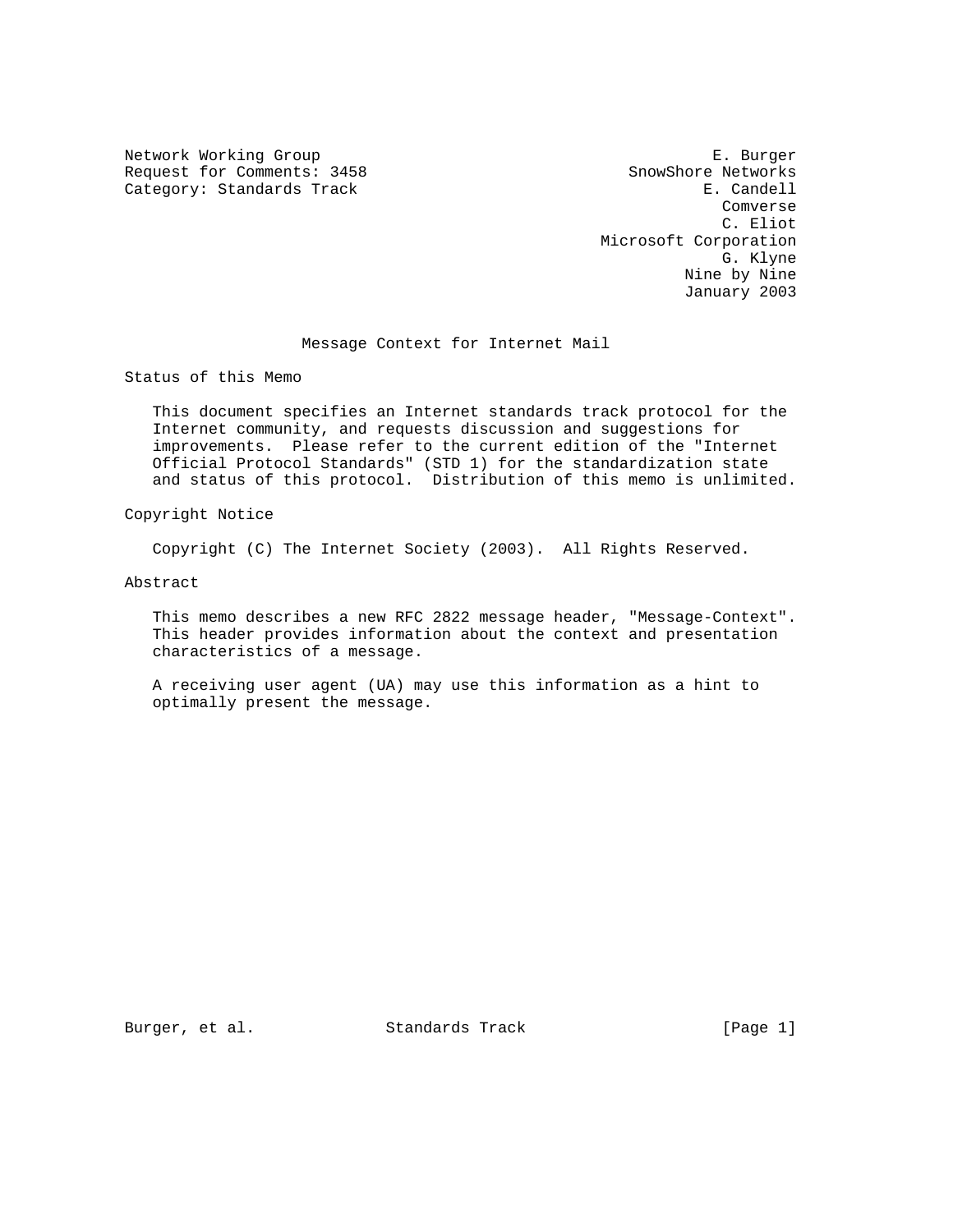Network Working Group                                          E. Burger
Request for Comments: 3458                             SnowShore Networks
Category: Standards Track                                      E. Candell
                                                                 Comverse
                                                                 C. Eliot
                                                    Microsoft Corporation
                                                                 G. Klyne
                                                              Nine by Nine
                                                             January 2003

# Message Context for Internet Mail

## Status of this Memo

This document specifies an Internet standards track protocol for the Internet community, and requests discussion and suggestions for improvements. Please refer to the current edition of the "Internet Official Protocol Standards" (STD 1) for the standardization state and status of this protocol. Distribution of this memo is unlimited.

## Copyright Notice

Copyright (C) The Internet Society (2003). All Rights Reserved.

## Abstract

This memo describes a new RFC 2822 message header, "Message-Context". This header provides information about the context and presentation characteristics of a message.

A receiving user agent (UA) may use this information as a hint to optimally present the message.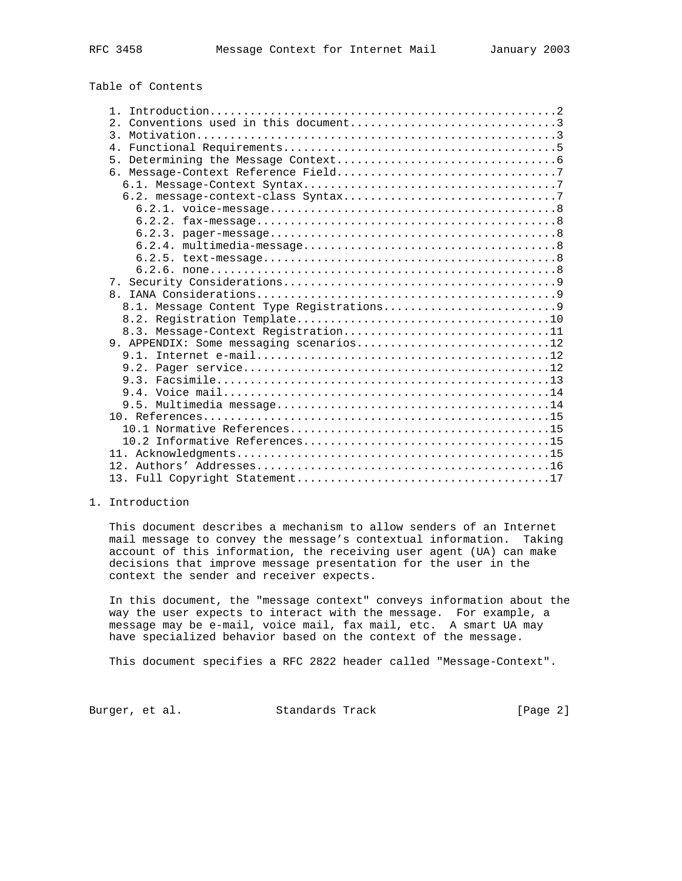Table of Contents

```
   1. Introduction....................................................2
   2. Conventions used in this document...............................3
   3. Motivation......................................................3
   4. Functional Requirements.........................................5
   5. Determining the Message Context.................................6
   6. Message-Context Reference Field.................................7
     6.1. Message-Context Syntax......................................7
     6.2. message-context-class Syntax................................7
       6.2.1. voice-message...........................................8
       6.2.2. fax-message.............................................8
       6.2.3. pager-message...........................................8
       6.2.4. multimedia-message......................................8
       6.2.5. text-message............................................8
       6.2.6. none....................................................8
   7. Security Considerations.........................................9
   8. IANA Considerations.............................................9
     8.1. Message Content Type Registrations..........................9
     8.2. Registration Template......................................10
     8.3. Message-Context Registration...............................11
   9. APPENDIX: Some messaging scenarios.............................12
     9.1. Internet e-mail............................................12
     9.2. Pager service..............................................12
     9.3. Facsimile..................................................13
     9.4. Voice mail.................................................14
     9.5. Multimedia message.........................................14
   10. References....................................................15
     10.1 Normative References.......................................15
     10.2 Informative References.....................................15
   11. Acknowledgments...............................................15
   12. Authors' Addresses............................................16
   13. Full Copyright Statement......................................17
```

# 1. Introduction

This document describes a mechanism to allow senders of an Internet mail message to convey the message's contextual information. Taking account of this information, the receiving user agent (UA) can make decisions that improve message presentation for the user in the context the sender and receiver expects.

In this document, the "message context" conveys information about the way the user expects to interact with the message. For example, a message may be e-mail, voice mail, fax mail, etc. A smart UA may have specialized behavior based on the context of the message.

This document specifies a RFC 2822 header called "Message-Context".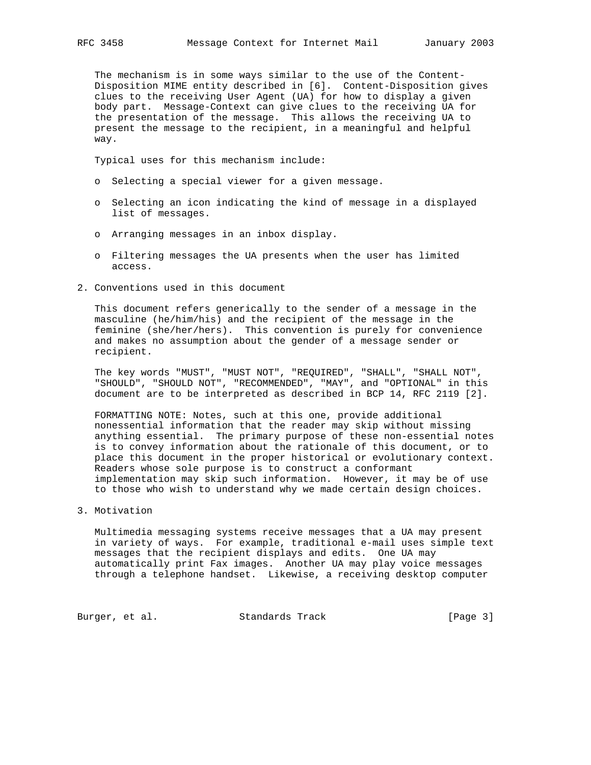The mechanism is in some ways similar to the use of the Content-Disposition MIME entity described in [6]. Content-Disposition gives clues to the receiving User Agent (UA) for how to display a given body part. Message-Context can give clues to the receiving UA for the presentation of the message. This allows the receiving UA to present the message to the recipient, in a meaningful and helpful way.

Typical uses for this mechanism include:

- Selecting a special viewer for a given message.
- Selecting an icon indicating the kind of message in a displayed list of messages.
- Arranging messages in an inbox display.
- Filtering messages the UA presents when the user has limited access.

## 2. Conventions used in this document

This document refers generically to the sender of a message in the masculine (he/him/his) and the recipient of the message in the feminine (she/her/hers). This convention is purely for convenience and makes no assumption about the gender of a message sender or recipient.

The key words "MUST", "MUST NOT", "REQUIRED", "SHALL", "SHALL NOT", "SHOULD", "SHOULD NOT", "RECOMMENDED", "MAY", and "OPTIONAL" in this document are to be interpreted as described in BCP 14, RFC 2119 [2].

FORMATTING NOTE: Notes, such at this one, provide additional nonessential information that the reader may skip without missing anything essential. The primary purpose of these non-essential notes is to convey information about the rationale of this document, or to place this document in the proper historical or evolutionary context. Readers whose sole purpose is to construct a conformant implementation may skip such information. However, it may be of use to those who wish to understand why we made certain design choices.

## 3. Motivation

Multimedia messaging systems receive messages that a UA may present in variety of ways. For example, traditional e-mail uses simple text messages that the recipient displays and edits. One UA may automatically print Fax images. Another UA may play voice messages through a telephone handset. Likewise, a receiving desktop computer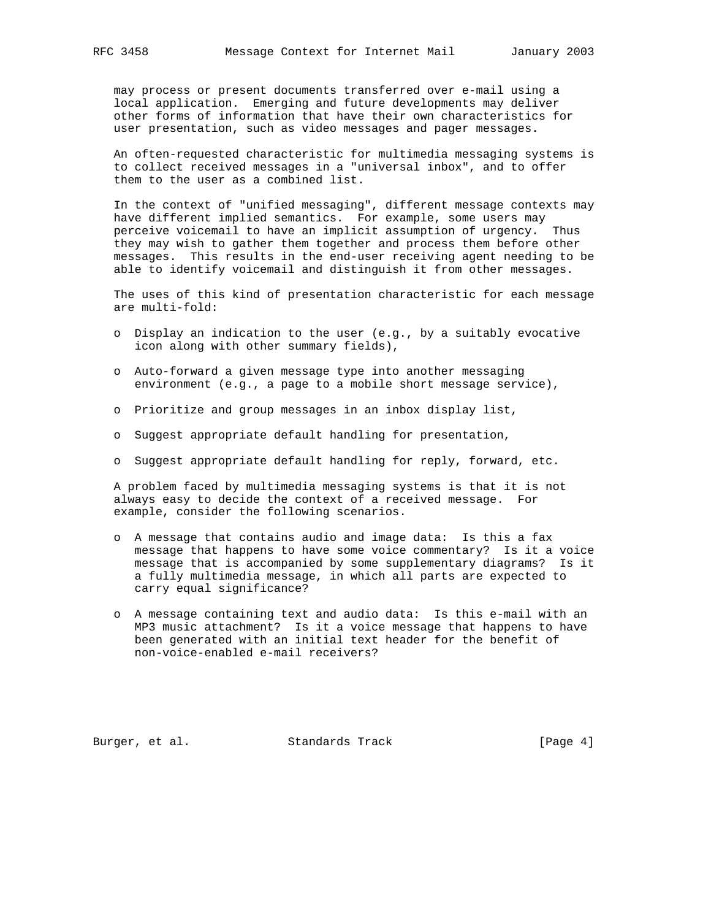may process or present documents transferred over e-mail using a local application. Emerging and future developments may deliver other forms of information that have their own characteristics for user presentation, such as video messages and pager messages.

An often-requested characteristic for multimedia messaging systems is to collect received messages in a "universal inbox", and to offer them to the user as a combined list.

In the context of "unified messaging", different message contexts may have different implied semantics. For example, some users may perceive voicemail to have an implicit assumption of urgency. Thus they may wish to gather them together and process them before other messages. This results in the end-user receiving agent needing to be able to identify voicemail and distinguish it from other messages.

The uses of this kind of presentation characteristic for each message are multi-fold:

- Display an indication to the user (e.g., by a suitably evocative icon along with other summary fields),
- Auto-forward a given message type into another messaging environment (e.g., a page to a mobile short message service),
- Prioritize and group messages in an inbox display list,
- Suggest appropriate default handling for presentation,
- Suggest appropriate default handling for reply, forward, etc.

A problem faced by multimedia messaging systems is that it is not always easy to decide the context of a received message. For example, consider the following scenarios.

- A message that contains audio and image data: Is this a fax message that happens to have some voice commentary? Is it a voice message that is accompanied by some supplementary diagrams? Is it a fully multimedia message, in which all parts are expected to carry equal significance?
- A message containing text and audio data: Is this e-mail with an MP3 music attachment? Is it a voice message that happens to have been generated with an initial text header for the benefit of non-voice-enabled e-mail receivers?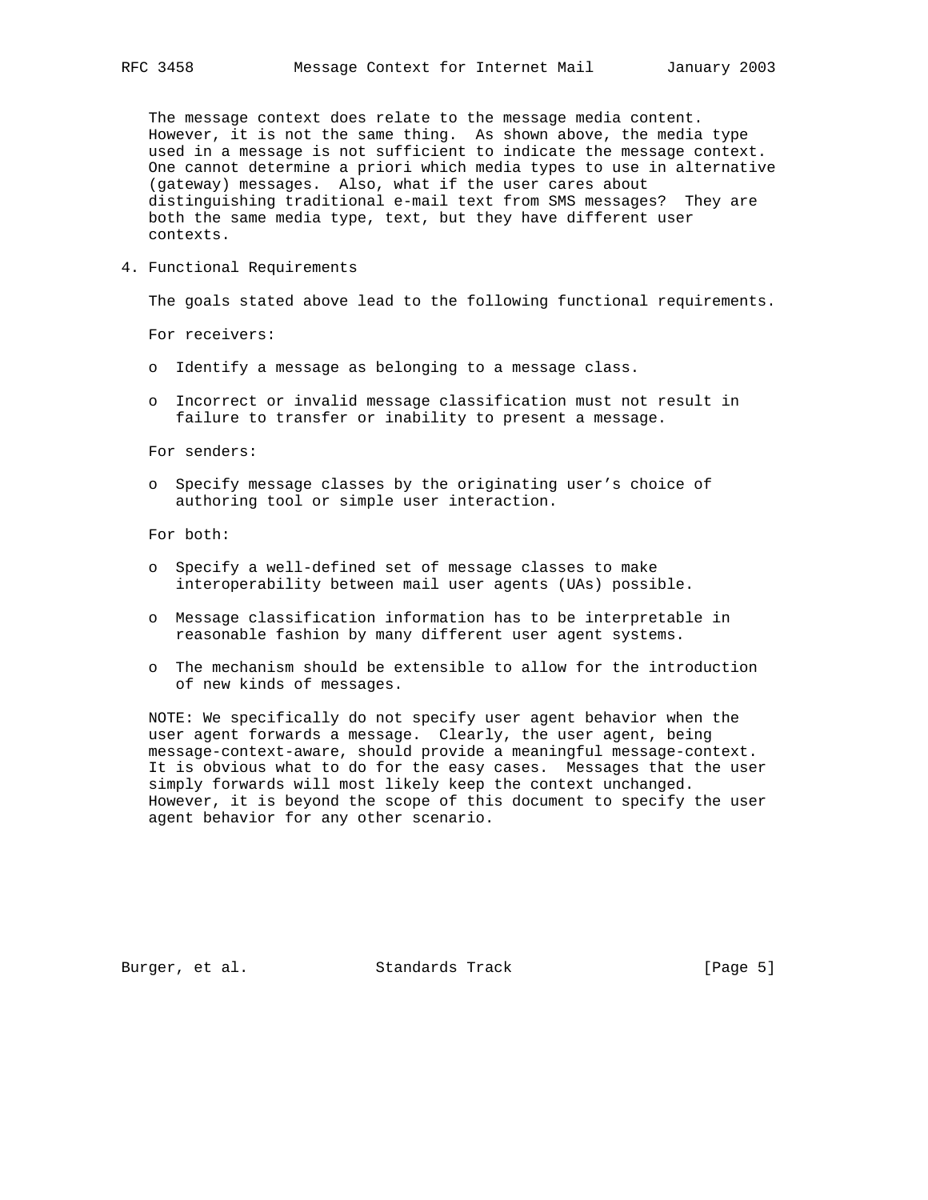The message context does relate to the message media content. However, it is not the same thing. As shown above, the media type used in a message is not sufficient to indicate the message context. One cannot determine a priori which media types to use in alternative (gateway) messages. Also, what if the user cares about distinguishing traditional e-mail text from SMS messages? They are both the same media type, text, but they have different user contexts.

## 4. Functional Requirements

The goals stated above lead to the following functional requirements.

For receivers:

- Identify a message as belonging to a message class.
- Incorrect or invalid message classification must not result in failure to transfer or inability to present a message.

For senders:

- Specify message classes by the originating user's choice of authoring tool or simple user interaction.

For both:

- Specify a well-defined set of message classes to make interoperability between mail user agents (UAs) possible.
- Message classification information has to be interpretable in reasonable fashion by many different user agent systems.
- The mechanism should be extensible to allow for the introduction of new kinds of messages.

NOTE: We specifically do not specify user agent behavior when the user agent forwards a message. Clearly, the user agent, being message-context-aware, should provide a meaningful message-context. It is obvious what to do for the easy cases. Messages that the user simply forwards will most likely keep the context unchanged. However, it is beyond the scope of this document to specify the user agent behavior for any other scenario.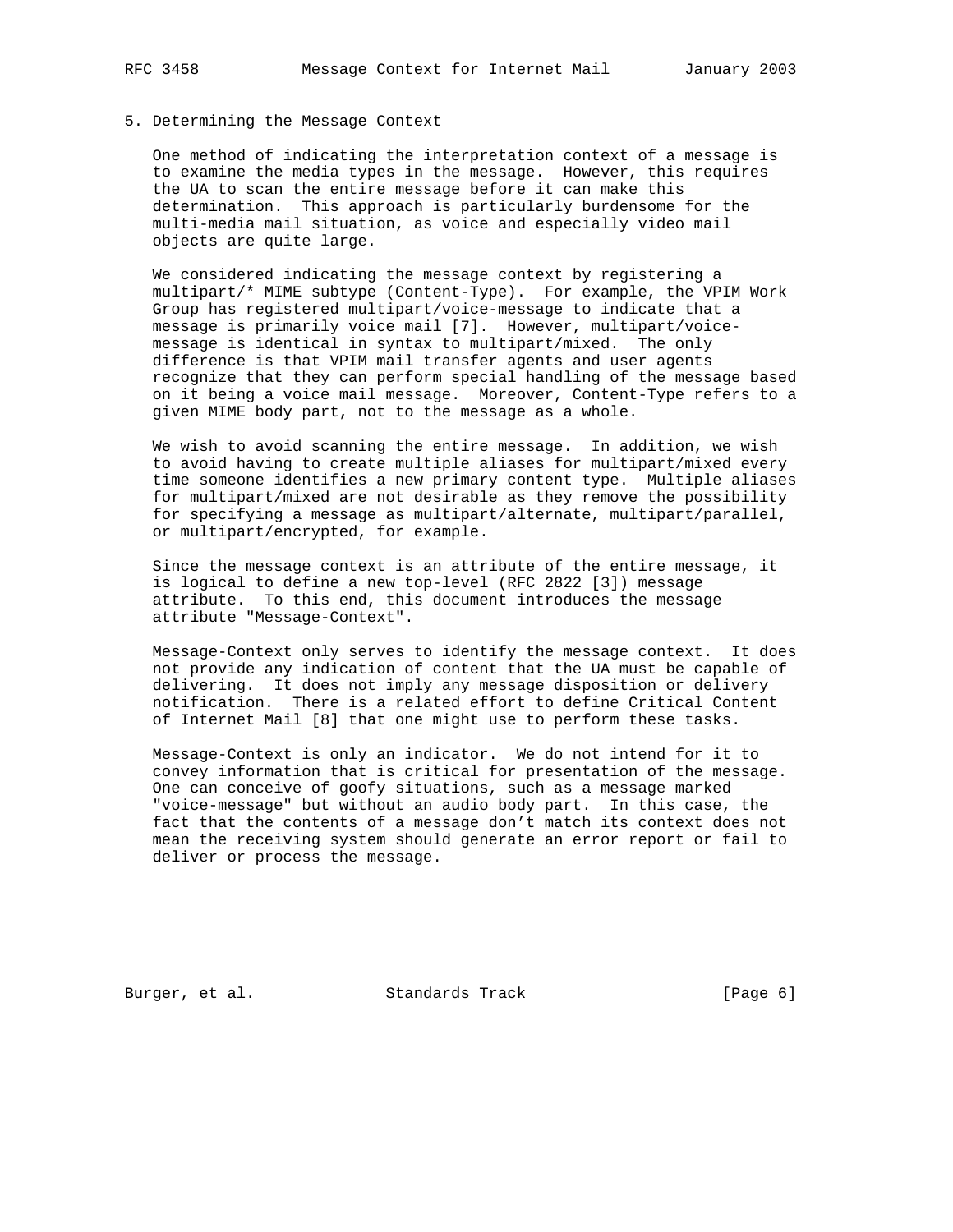## 5. Determining the Message Context

One method of indicating the interpretation context of a message is to examine the media types in the message. However, this requires the UA to scan the entire message before it can make this determination. This approach is particularly burdensome for the multi-media mail situation, as voice and especially video mail objects are quite large.

We considered indicating the message context by registering a multipart/* MIME subtype (Content-Type). For example, the VPIM Work Group has registered multipart/voice-message to indicate that a message is primarily voice mail [7]. However, multipart/voice-message is identical in syntax to multipart/mixed. The only difference is that VPIM mail transfer agents and user agents recognize that they can perform special handling of the message based on it being a voice mail message. Moreover, Content-Type refers to a given MIME body part, not to the message as a whole.

We wish to avoid scanning the entire message. In addition, we wish to avoid having to create multiple aliases for multipart/mixed every time someone identifies a new primary content type. Multiple aliases for multipart/mixed are not desirable as they remove the possibility for specifying a message as multipart/alternate, multipart/parallel, or multipart/encrypted, for example.

Since the message context is an attribute of the entire message, it is logical to define a new top-level (RFC 2822 [3]) message attribute. To this end, this document introduces the message attribute "Message-Context".

Message-Context only serves to identify the message context. It does not provide any indication of content that the UA must be capable of delivering. It does not imply any message disposition or delivery notification. There is a related effort to define Critical Content of Internet Mail [8] that one might use to perform these tasks.

Message-Context is only an indicator. We do not intend for it to convey information that is critical for presentation of the message. One can conceive of goofy situations, such as a message marked "voice-message" but without an audio body part. In this case, the fact that the contents of a message don't match its context does not mean the receiving system should generate an error report or fail to deliver or process the message.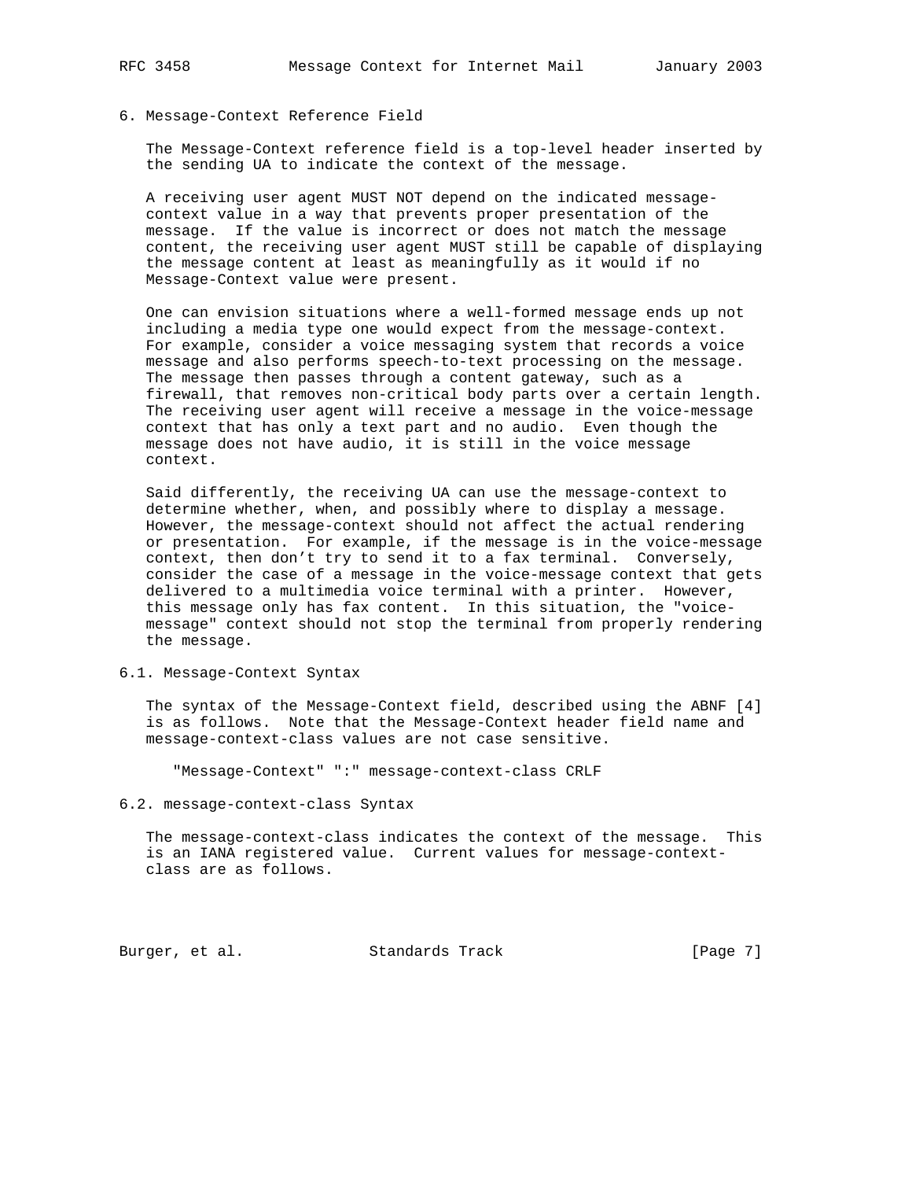## 6. Message-Context Reference Field

The Message-Context reference field is a top-level header inserted by the sending UA to indicate the context of the message.

A receiving user agent MUST NOT depend on the indicated message-context value in a way that prevents proper presentation of the message. If the value is incorrect or does not match the message content, the receiving user agent MUST still be capable of displaying the message content at least as meaningfully as it would if no Message-Context value were present.

One can envision situations where a well-formed message ends up not including a media type one would expect from the message-context. For example, consider a voice messaging system that records a voice message and also performs speech-to-text processing on the message. The message then passes through a content gateway, such as a firewall, that removes non-critical body parts over a certain length. The receiving user agent will receive a message in the voice-message context that has only a text part and no audio. Even though the message does not have audio, it is still in the voice message context.

Said differently, the receiving UA can use the message-context to determine whether, when, and possibly where to display a message. However, the message-context should not affect the actual rendering or presentation. For example, if the message is in the voice-message context, then don't try to send it to a fax terminal. Conversely, consider the case of a message in the voice-message context that gets delivered to a multimedia voice terminal with a printer. However, this message only has fax content. In this situation, the "voice-message" context should not stop the terminal from properly rendering the message.

### 6.1. Message-Context Syntax

The syntax of the Message-Context field, described using the ABNF [4] is as follows. Note that the Message-Context header field name and message-context-class values are not case sensitive.

```
"Message-Context" ":" message-context-class CRLF
```

### 6.2. message-context-class Syntax

The message-context-class indicates the context of the message. This is an IANA registered value. Current values for message-context-class are as follows.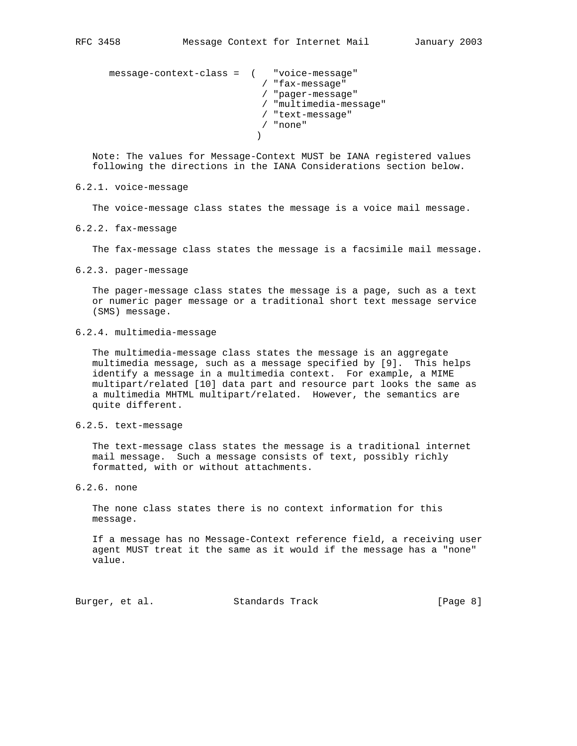```
message-context-class =  (   "voice-message"
                           / "fax-message"
                           / "pager-message"
                           / "multimedia-message"
                           / "text-message"
                           / "none"
                          )
```

Note: The values for Message-Context MUST be IANA registered values following the directions in the IANA Considerations section below.

### 6.2.1. voice-message

The voice-message class states the message is a voice mail message.

### 6.2.2. fax-message

The fax-message class states the message is a facsimile mail message.

### 6.2.3. pager-message

The pager-message class states the message is a page, such as a text or numeric pager message or a traditional short text message service (SMS) message.

### 6.2.4. multimedia-message

The multimedia-message class states the message is an aggregate multimedia message, such as a message specified by [9]. This helps identify a message in a multimedia context. For example, a MIME multipart/related [10] data part and resource part looks the same as a multimedia MHTML multipart/related. However, the semantics are quite different.

### 6.2.5. text-message

The text-message class states the message is a traditional internet mail message. Such a message consists of text, possibly richly formatted, with or without attachments.

### 6.2.6. none

The none class states there is no context information for this message.

If a message has no Message-Context reference field, a receiving user agent MUST treat it the same as it would if the message has a "none" value.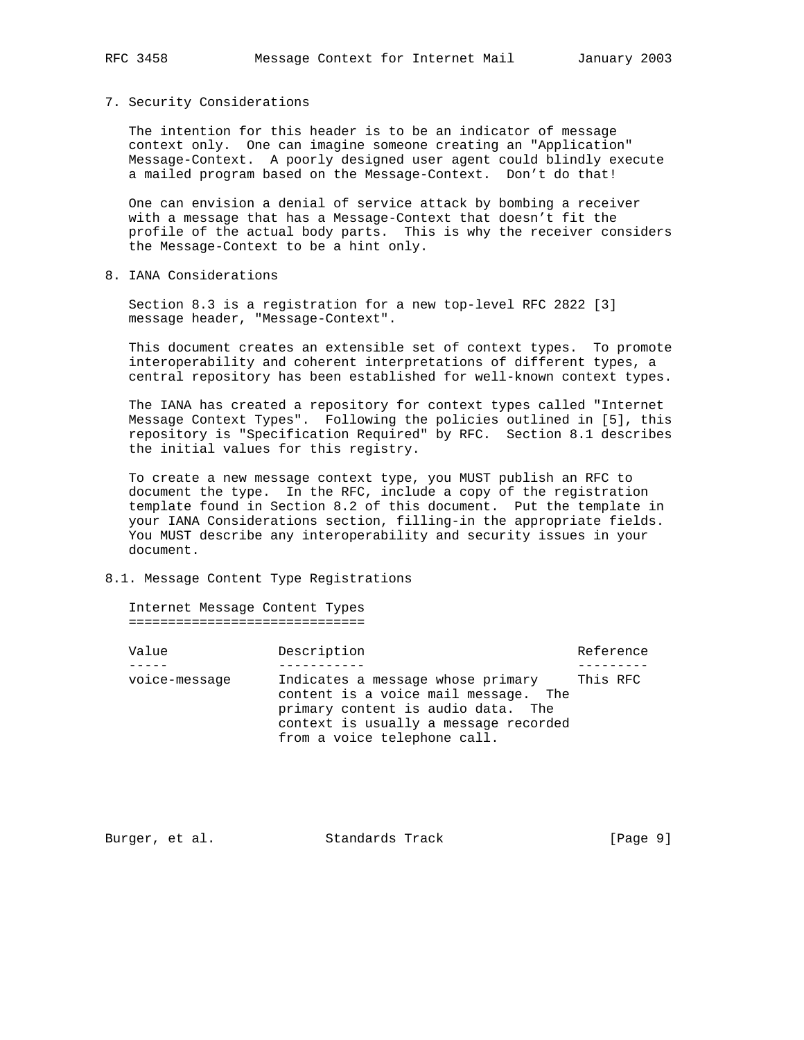## 7. Security Considerations

The intention for this header is to be an indicator of message context only. One can imagine someone creating an "Application" Message-Context. A poorly designed user agent could blindly execute a mailed program based on the Message-Context. Don't do that!

One can envision a denial of service attack by bombing a receiver with a message that has a Message-Context that doesn't fit the profile of the actual body parts. This is why the receiver considers the Message-Context to be a hint only.

## 8. IANA Considerations

Section 8.3 is a registration for a new top-level RFC 2822 [3] message header, "Message-Context".

This document creates an extensible set of context types. To promote interoperability and coherent interpretations of different types, a central repository has been established for well-known context types.

The IANA has created a repository for context types called "Internet Message Context Types". Following the policies outlined in [5], this repository is "Specification Required" by RFC. Section 8.1 describes the initial values for this registry.

To create a new message context type, you MUST publish an RFC to document the type. In the RFC, include a copy of the registration template found in Section 8.2 of this document. Put the template in your IANA Considerations section, filling-in the appropriate fields. You MUST describe any interoperability and security issues in your document.

### 8.1. Message Content Type Registrations

Internet Message Content Types

| Value | Description | Reference |
| --- | --- | --- |
| voice-message | Indicates a message whose primary content is a voice mail message. The primary content is audio data. The context is usually a message recorded from a voice telephone call. | This RFC |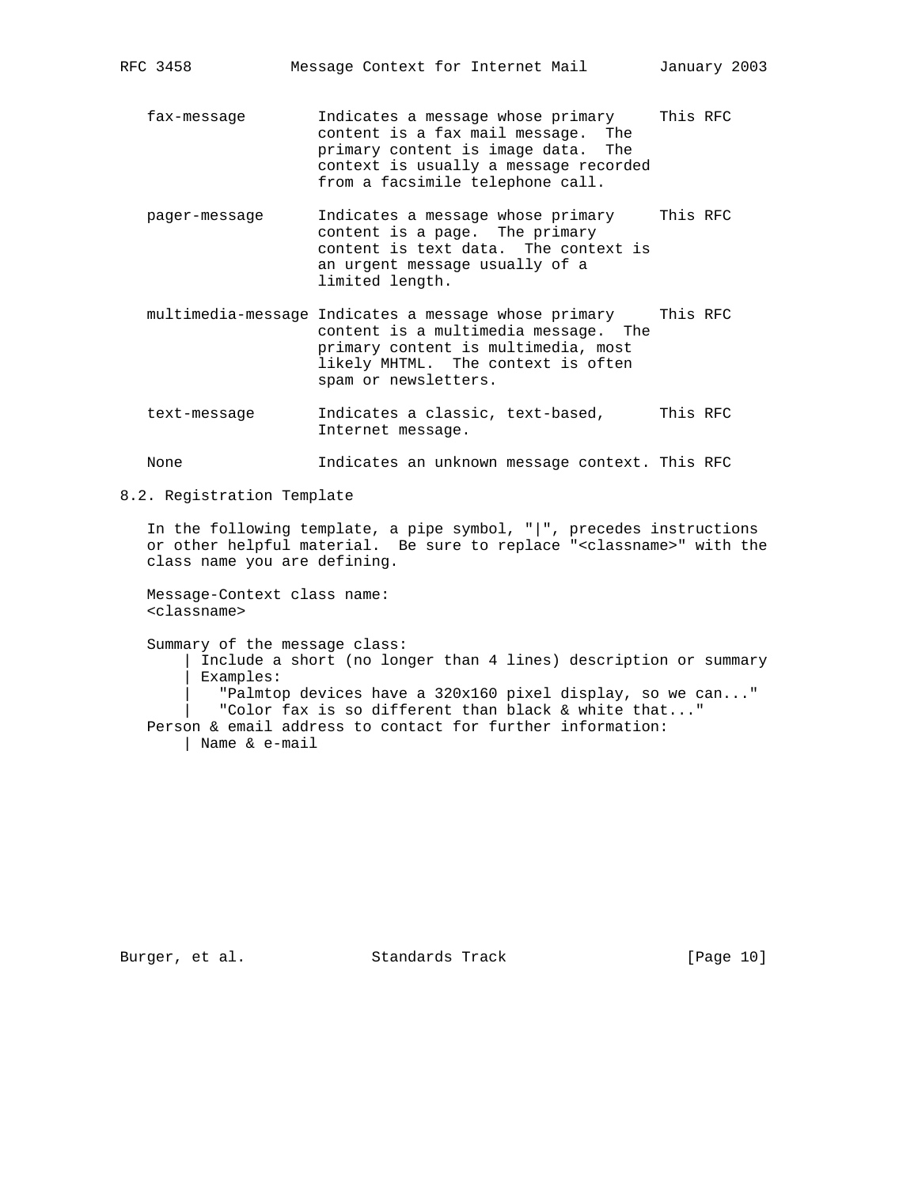| | | |
|---|---|---|
| fax-message | Indicates a message whose primary content is a fax mail message. The primary content is image data. The context is usually a message recorded from a facsimile telephone call. | This RFC |
| pager-message | Indicates a message whose primary content is a page. The primary content is text data. The context is an urgent message usually of a limited length. | This RFC |
| multimedia-message | Indicates a message whose primary content is a multimedia message. The primary content is multimedia, most likely MHTML. The context is often spam or newsletters. | This RFC |
| text-message | Indicates a classic, text-based, Internet message. | This RFC |
| None | Indicates an unknown message context. | This RFC |

## 8.2. Registration Template

In the following template, a pipe symbol, "|", precedes instructions or other helpful material. Be sure to replace "<classname>" with the class name you are defining.

```
Message-Context class name:
<classname>

Summary of the message class:
    | Include a short (no longer than 4 lines) description or summary
    | Examples:
    |   "Palmtop devices have a 320x160 pixel display, so we can..."
    |   "Color fax is so different than black & white that..."
Person & email address to contact for further information:
    | Name & e-mail
```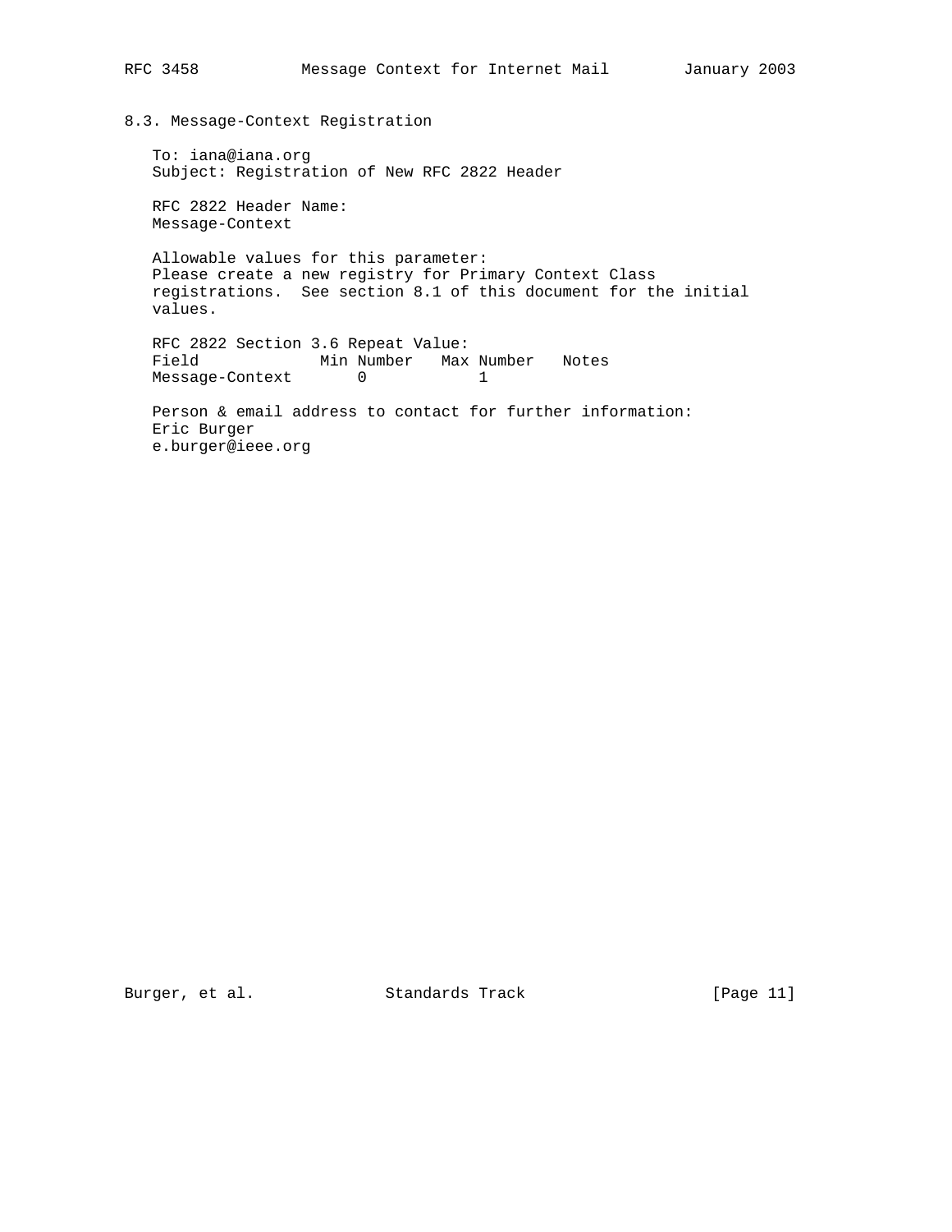## 8.3. Message-Context Registration

To: iana@iana.org
Subject: Registration of New RFC 2822 Header

RFC 2822 Header Name:
Message-Context

Allowable values for this parameter:
Please create a new registry for Primary Context Class registrations. See section 8.1 of this document for the initial values.

RFC 2822 Section 3.6 Repeat Value:

| Field | Min Number | Max Number | Notes |
| --- | --- | --- | --- |
| Message-Context | 0 | 1 | |

Person & email address to contact for further information:
Eric Burger
e.burger@ieee.org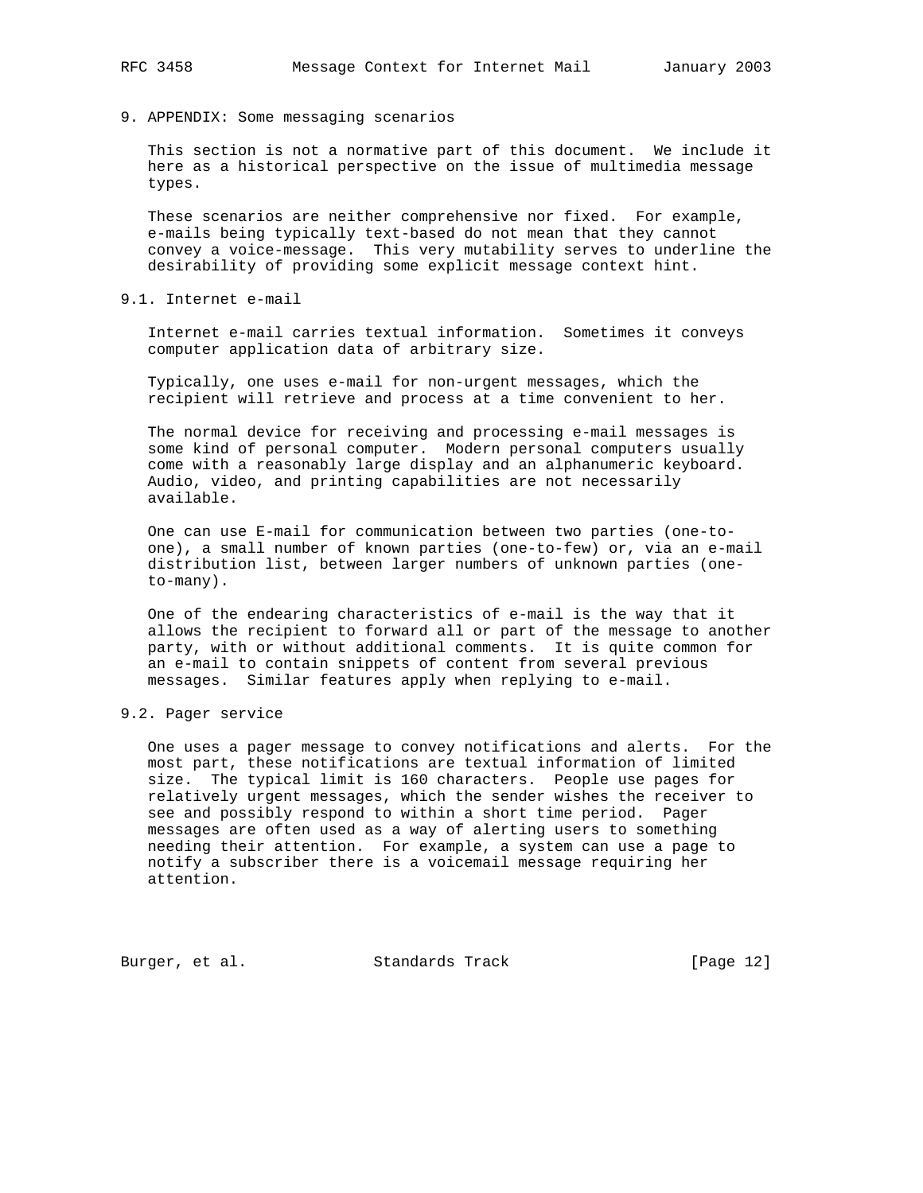## 9. APPENDIX: Some messaging scenarios

This section is not a normative part of this document. We include it here as a historical perspective on the issue of multimedia message types.

These scenarios are neither comprehensive nor fixed. For example, e-mails being typically text-based do not mean that they cannot convey a voice-message. This very mutability serves to underline the desirability of providing some explicit message context hint.

### 9.1. Internet e-mail

Internet e-mail carries textual information. Sometimes it conveys computer application data of arbitrary size.

Typically, one uses e-mail for non-urgent messages, which the recipient will retrieve and process at a time convenient to her.

The normal device for receiving and processing e-mail messages is some kind of personal computer. Modern personal computers usually come with a reasonably large display and an alphanumeric keyboard. Audio, video, and printing capabilities are not necessarily available.

One can use E-mail for communication between two parties (one-to-one), a small number of known parties (one-to-few) or, via an e-mail distribution list, between larger numbers of unknown parties (one-to-many).

One of the endearing characteristics of e-mail is the way that it allows the recipient to forward all or part of the message to another party, with or without additional comments. It is quite common for an e-mail to contain snippets of content from several previous messages. Similar features apply when replying to e-mail.

### 9.2. Pager service

One uses a pager message to convey notifications and alerts. For the most part, these notifications are textual information of limited size. The typical limit is 160 characters. People use pages for relatively urgent messages, which the sender wishes the receiver to see and possibly respond to within a short time period. Pager messages are often used as a way of alerting users to something needing their attention. For example, a system can use a page to notify a subscriber there is a voicemail message requiring her attention.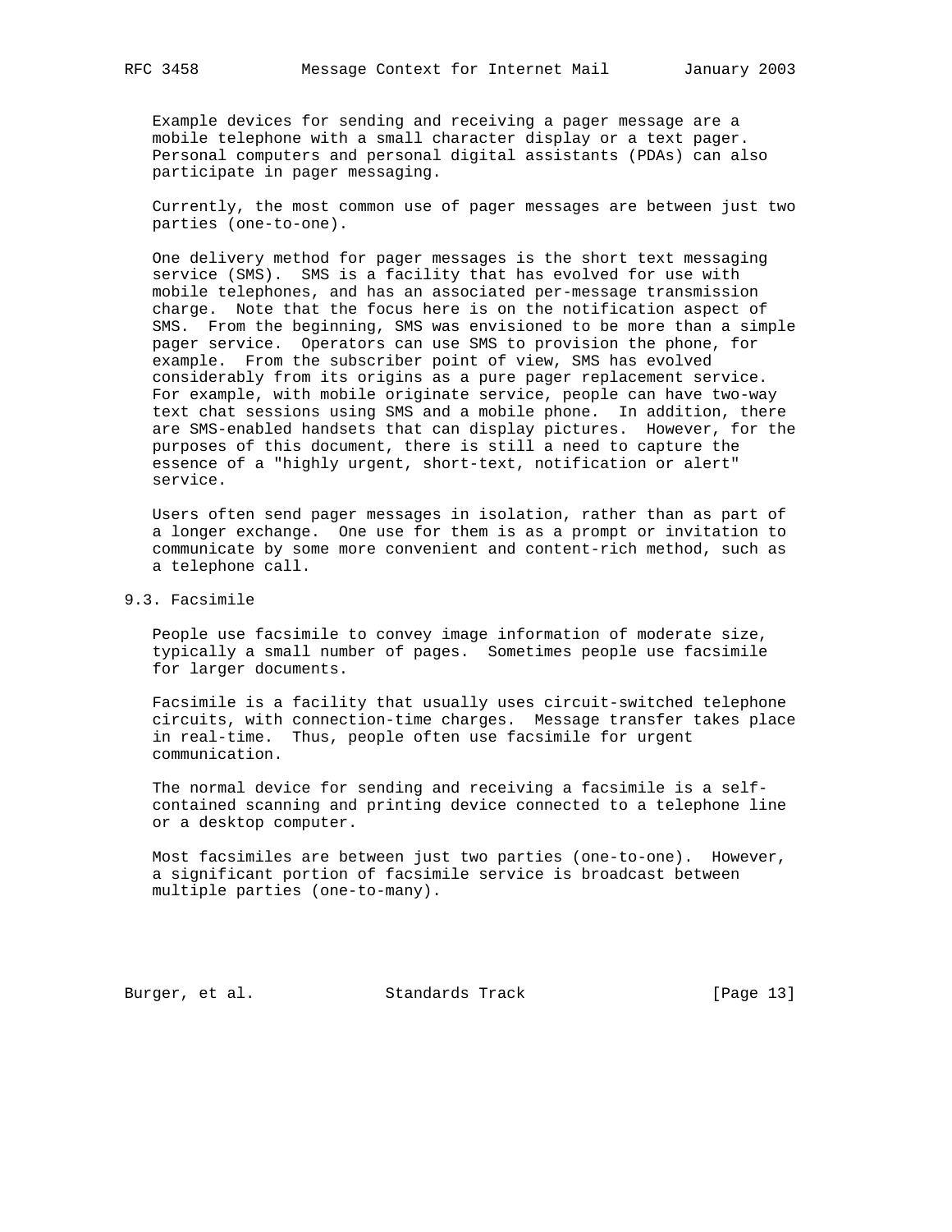Example devices for sending and receiving a pager message are a mobile telephone with a small character display or a text pager. Personal computers and personal digital assistants (PDAs) can also participate in pager messaging.

Currently, the most common use of pager messages are between just two parties (one-to-one).

One delivery method for pager messages is the short text messaging service (SMS). SMS is a facility that has evolved for use with mobile telephones, and has an associated per-message transmission charge. Note that the focus here is on the notification aspect of SMS. From the beginning, SMS was envisioned to be more than a simple pager service. Operators can use SMS to provision the phone, for example. From the subscriber point of view, SMS has evolved considerably from its origins as a pure pager replacement service. For example, with mobile originate service, people can have two-way text chat sessions using SMS and a mobile phone. In addition, there are SMS-enabled handsets that can display pictures. However, for the purposes of this document, there is still a need to capture the essence of a "highly urgent, short-text, notification or alert" service.

Users often send pager messages in isolation, rather than as part of a longer exchange. One use for them is as a prompt or invitation to communicate by some more convenient and content-rich method, such as a telephone call.

## 9.3. Facsimile

People use facsimile to convey image information of moderate size, typically a small number of pages. Sometimes people use facsimile for larger documents.

Facsimile is a facility that usually uses circuit-switched telephone circuits, with connection-time charges. Message transfer takes place in real-time. Thus, people often use facsimile for urgent communication.

The normal device for sending and receiving a facsimile is a self-contained scanning and printing device connected to a telephone line or a desktop computer.

Most facsimiles are between just two parties (one-to-one). However, a significant portion of facsimile service is broadcast between multiple parties (one-to-many).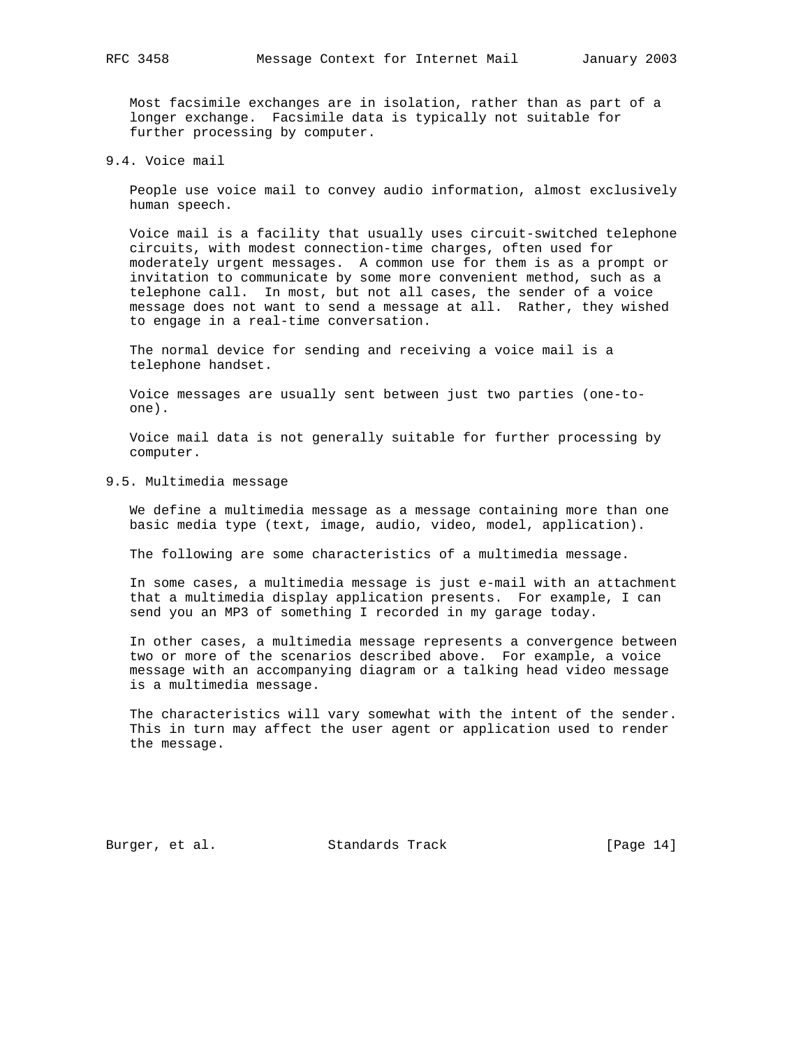Most facsimile exchanges are in isolation, rather than as part of a longer exchange. Facsimile data is typically not suitable for further processing by computer.

### 9.4. Voice mail

People use voice mail to convey audio information, almost exclusively human speech.

Voice mail is a facility that usually uses circuit-switched telephone circuits, with modest connection-time charges, often used for moderately urgent messages. A common use for them is as a prompt or invitation to communicate by some more convenient method, such as a telephone call. In most, but not all cases, the sender of a voice message does not want to send a message at all. Rather, they wished to engage in a real-time conversation.

The normal device for sending and receiving a voice mail is a telephone handset.

Voice messages are usually sent between just two parties (one-to-one).

Voice mail data is not generally suitable for further processing by computer.

### 9.5. Multimedia message

We define a multimedia message as a message containing more than one basic media type (text, image, audio, video, model, application).

The following are some characteristics of a multimedia message.

In some cases, a multimedia message is just e-mail with an attachment that a multimedia display application presents. For example, I can send you an MP3 of something I recorded in my garage today.

In other cases, a multimedia message represents a convergence between two or more of the scenarios described above. For example, a voice message with an accompanying diagram or a talking head video message is a multimedia message.

The characteristics will vary somewhat with the intent of the sender. This in turn may affect the user agent or application used to render the message.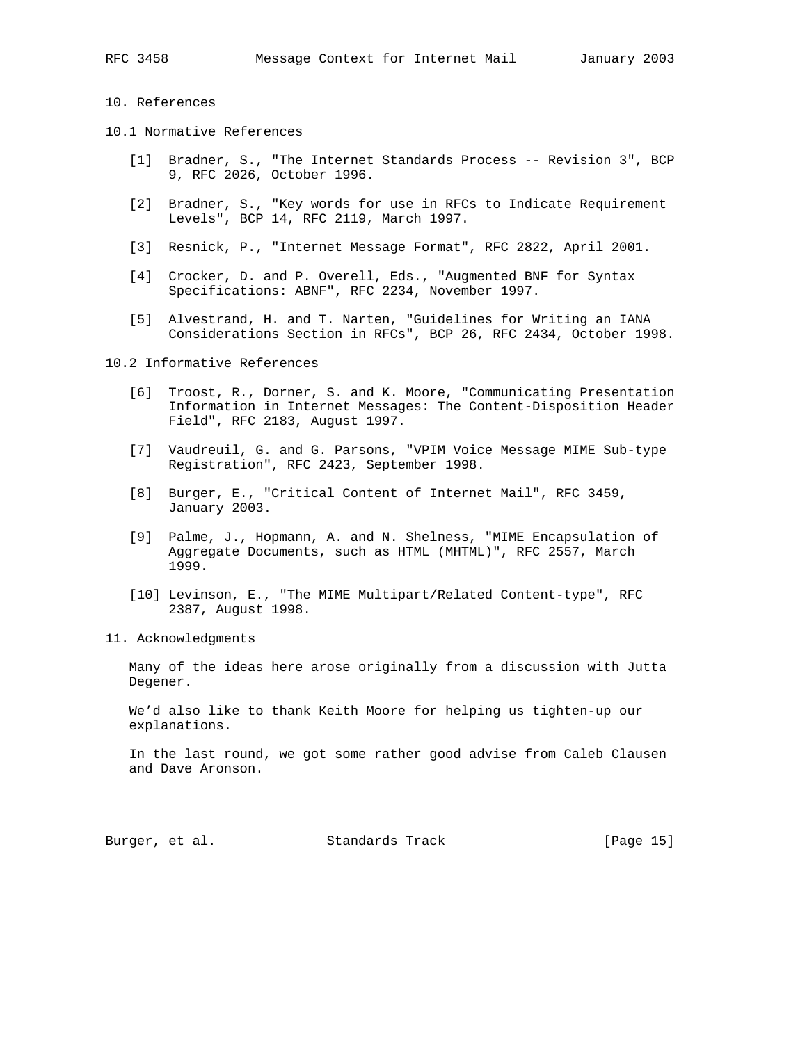## 10. References

### 10.1 Normative References

[1] Bradner, S., "The Internet Standards Process -- Revision 3", BCP 9, RFC 2026, October 1996.

[2] Bradner, S., "Key words for use in RFCs to Indicate Requirement Levels", BCP 14, RFC 2119, March 1997.

[3] Resnick, P., "Internet Message Format", RFC 2822, April 2001.

[4] Crocker, D. and P. Overell, Eds., "Augmented BNF for Syntax Specifications: ABNF", RFC 2234, November 1997.

[5] Alvestrand, H. and T. Narten, "Guidelines for Writing an IANA Considerations Section in RFCs", BCP 26, RFC 2434, October 1998.

### 10.2 Informative References

[6] Troost, R., Dorner, S. and K. Moore, "Communicating Presentation Information in Internet Messages: The Content-Disposition Header Field", RFC 2183, August 1997.

[7] Vaudreuil, G. and G. Parsons, "VPIM Voice Message MIME Sub-type Registration", RFC 2423, September 1998.

[8] Burger, E., "Critical Content of Internet Mail", RFC 3459, January 2003.

[9] Palme, J., Hopmann, A. and N. Shelness, "MIME Encapsulation of Aggregate Documents, such as HTML (MHTML)", RFC 2557, March 1999.

[10] Levinson, E., "The MIME Multipart/Related Content-type", RFC 2387, August 1998.

## 11. Acknowledgments

Many of the ideas here arose originally from a discussion with Jutta Degener.

We'd also like to thank Keith Moore for helping us tighten-up our explanations.

In the last round, we got some rather good advise from Caleb Clausen and Dave Aronson.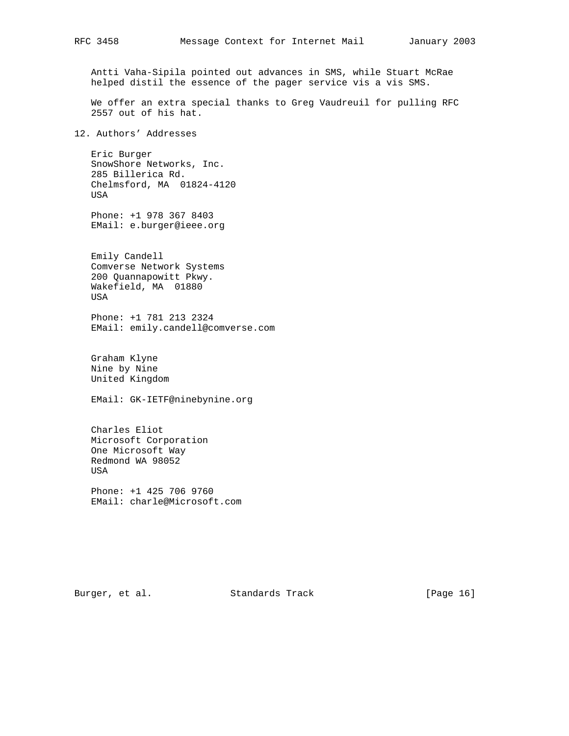Antti Vaha-Sipila pointed out advances in SMS, while Stuart McRae helped distil the essence of the pager service vis a vis SMS.

We offer an extra special thanks to Greg Vaudreuil for pulling RFC 2557 out of his hat.

## 12. Authors' Addresses

Eric Burger
SnowShore Networks, Inc.
285 Billerica Rd.
Chelmsford, MA  01824-4120
USA

Phone: +1 978 367 8403
EMail: e.burger@ieee.org

Emily Candell
Comverse Network Systems
200 Quannapowitt Pkwy.
Wakefield, MA  01880
USA

Phone: +1 781 213 2324
EMail: emily.candell@comverse.com

Graham Klyne
Nine by Nine
United Kingdom

EMail: GK-IETF@ninebynine.org

Charles Eliot
Microsoft Corporation
One Microsoft Way
Redmond WA 98052
USA

Phone: +1 425 706 9760
EMail: charle@Microsoft.com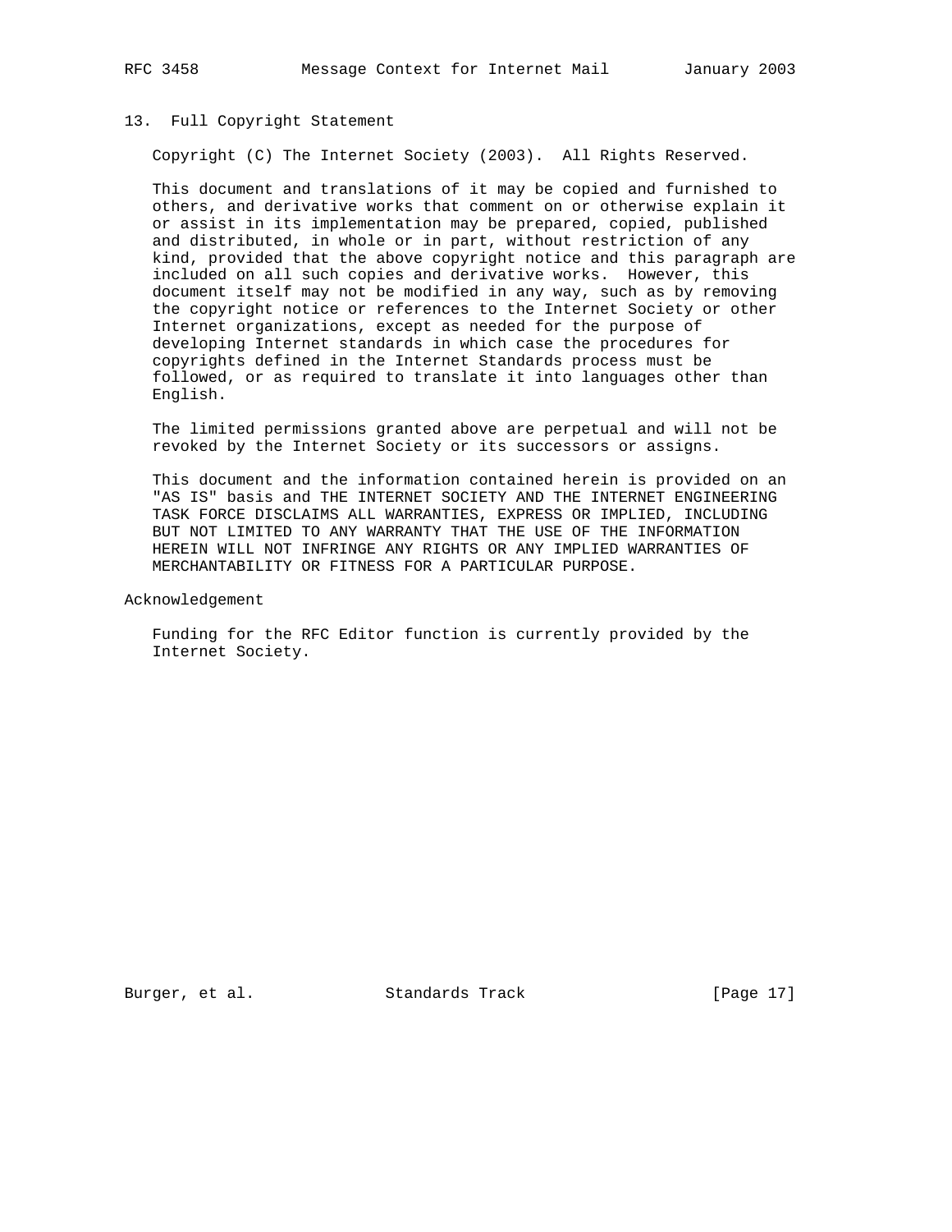## 13. Full Copyright Statement

Copyright (C) The Internet Society (2003). All Rights Reserved.

This document and translations of it may be copied and furnished to others, and derivative works that comment on or otherwise explain it or assist in its implementation may be prepared, copied, published and distributed, in whole or in part, without restriction of any kind, provided that the above copyright notice and this paragraph are included on all such copies and derivative works. However, this document itself may not be modified in any way, such as by removing the copyright notice or references to the Internet Society or other Internet organizations, except as needed for the purpose of developing Internet standards in which case the procedures for copyrights defined in the Internet Standards process must be followed, or as required to translate it into languages other than English.

The limited permissions granted above are perpetual and will not be revoked by the Internet Society or its successors or assigns.

This document and the information contained herein is provided on an "AS IS" basis and THE INTERNET SOCIETY AND THE INTERNET ENGINEERING TASK FORCE DISCLAIMS ALL WARRANTIES, EXPRESS OR IMPLIED, INCLUDING BUT NOT LIMITED TO ANY WARRANTY THAT THE USE OF THE INFORMATION HEREIN WILL NOT INFRINGE ANY RIGHTS OR ANY IMPLIED WARRANTIES OF MERCHANTABILITY OR FITNESS FOR A PARTICULAR PURPOSE.

## Acknowledgement

Funding for the RFC Editor function is currently provided by the Internet Society.